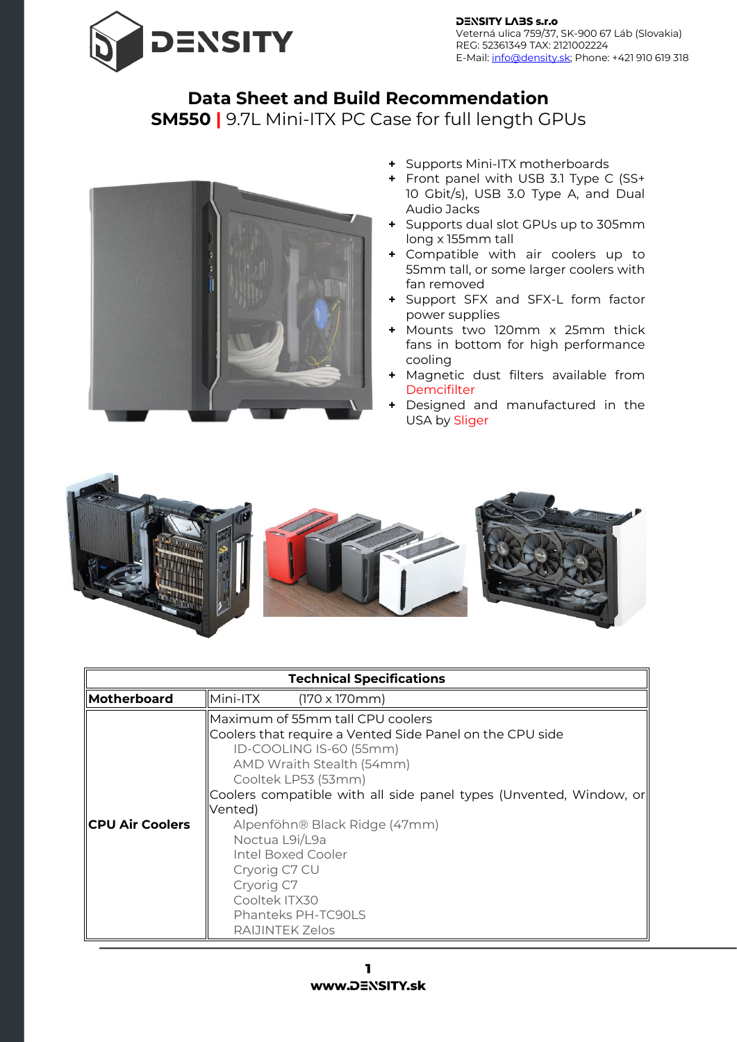DENSITY LABS s.r.o
Veterná ulica 759/37, SK-900 67 Láb (Slovakia)
REG: 52361349 TAX: 2121002224
E-Mail: info@density.sk; Phone: +421 910 619 318

# Data Sheet and Build Recommendation

## SM550 | 9.7L Mini-ITX PC Case for full length GPUs

- Supports Mini-ITX motherboards
- Front panel with USB 3.1 Type C (SS+ 10 Gbit/s), USB 3.0 Type A, and Dual Audio Jacks
- Supports dual slot GPUs up to 305mm long x 155mm tall
- Compatible with air coolers up to 55mm tall, or some larger coolers with fan removed
- Support SFX and SFX-L form factor power supplies
- Mounts two 120mm x 25mm thick fans in bottom for high performance cooling
- Magnetic dust filters available from Demcifilter
- Designed and manufactured in the USA by Sliger

| Technical Specifications | |
|---|---|
| **Motherboard** | Mini-ITX (170 x 170mm) |
| **CPU Air Coolers** | Maximum of 55mm tall CPU coolers<br>Coolers that require a Vented Side Panel on the CPU side<br>ID-COOLING IS-60 (55mm)<br>AMD Wraith Stealth (54mm)<br>Cooltek LP53 (53mm)<br>Coolers compatible with all side panel types (Unvented, Window, or Vented)<br>Alpenföhn® Black Ridge (47mm)<br>Noctua L9i/L9a<br>Intel Boxed Cooler<br>Cryorig C7 CU<br>Cryorig C7<br>Cooltek ITX30<br>Phanteks PH-TC90LS<br>RAIJINTEK Zelos |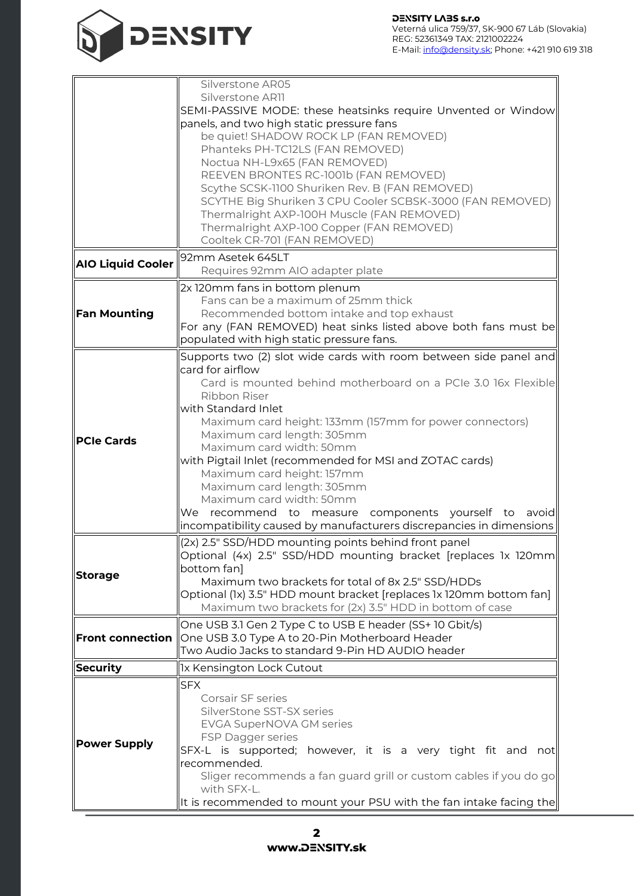| | |
|---|---|
| | Silverstone AR05<br>Silverstone AR11<br>SEMI-PASSIVE MODE: these heatsinks require Unvented or Window panels, and two high static pressure fans<br>be quiet! SHADOW ROCK LP (FAN REMOVED)<br>Phanteks PH-TC12LS (FAN REMOVED)<br>Noctua NH-L9x65 (FAN REMOVED)<br>REEVEN BRONTES RC-1001b (FAN REMOVED)<br>Scythe SCSK-1100 Shuriken Rev. B (FAN REMOVED)<br>SCYTHE Big Shuriken 3 CPU Cooler SCBSK-3000 (FAN REMOVED)<br>Thermalright AXP-100H Muscle (FAN REMOVED)<br>Thermalright AXP-100 Copper (FAN REMOVED)<br>Cooltek CR-701 (FAN REMOVED) |
| **AIO Liquid Cooler** | 92mm Asetek 645LT<br>Requires 92mm AIO adapter plate |
| **Fan Mounting** | 2x 120mm fans in bottom plenum<br>Fans can be a maximum of 25mm thick<br>Recommended bottom intake and top exhaust<br>For any (FAN REMOVED) heat sinks listed above both fans must be populated with high static pressure fans. |
| **PCIe Cards** | Supports two (2) slot wide cards with room between side panel and card for airflow<br>Card is mounted behind motherboard on a PCIe 3.0 16x Flexible Ribbon Riser<br>with Standard Inlet<br>Maximum card height: 133mm (157mm for power connectors)<br>Maximum card length: 305mm<br>Maximum card width: 50mm<br>with Pigtail Inlet (recommended for MSI and ZOTAC cards)<br>Maximum card height: 157mm<br>Maximum card length: 305mm<br>Maximum card width: 50mm<br>We recommend to measure components yourself to avoid incompatibility caused by manufacturers discrepancies in dimensions |
| **Storage** | (2x) 2.5" SSD/HDD mounting points behind front panel<br>Optional (4x) 2.5" SSD/HDD mounting bracket [replaces 1x 120mm bottom fan]<br>Maximum two brackets for total of 8x 2.5" SSD/HDDs<br>Optional (1x) 3.5" HDD mount bracket [replaces 1x 120mm bottom fan]<br>Maximum two brackets for (2x) 3.5" HDD in bottom of case |
| **Front connection** | One USB 3.1 Gen 2 Type C to USB E header (SS+ 10 Gbit/s)<br>One USB 3.0 Type A to 20-Pin Motherboard Header<br>Two Audio Jacks to standard 9-Pin HD AUDIO header |
| **Security** | 1x Kensington Lock Cutout |
| **Power Supply** | SFX<br>Corsair SF series<br>SilverStone SST-SX series<br>EVGA SuperNOVA GM series<br>FSP Dagger series<br>SFX-L is supported; however, it is a very tight fit and not recommended.<br>Sliger recommends a fan guard grill or custom cables if you do go with SFX-L.<br>It is recommended to mount your PSU with the fan intake facing the |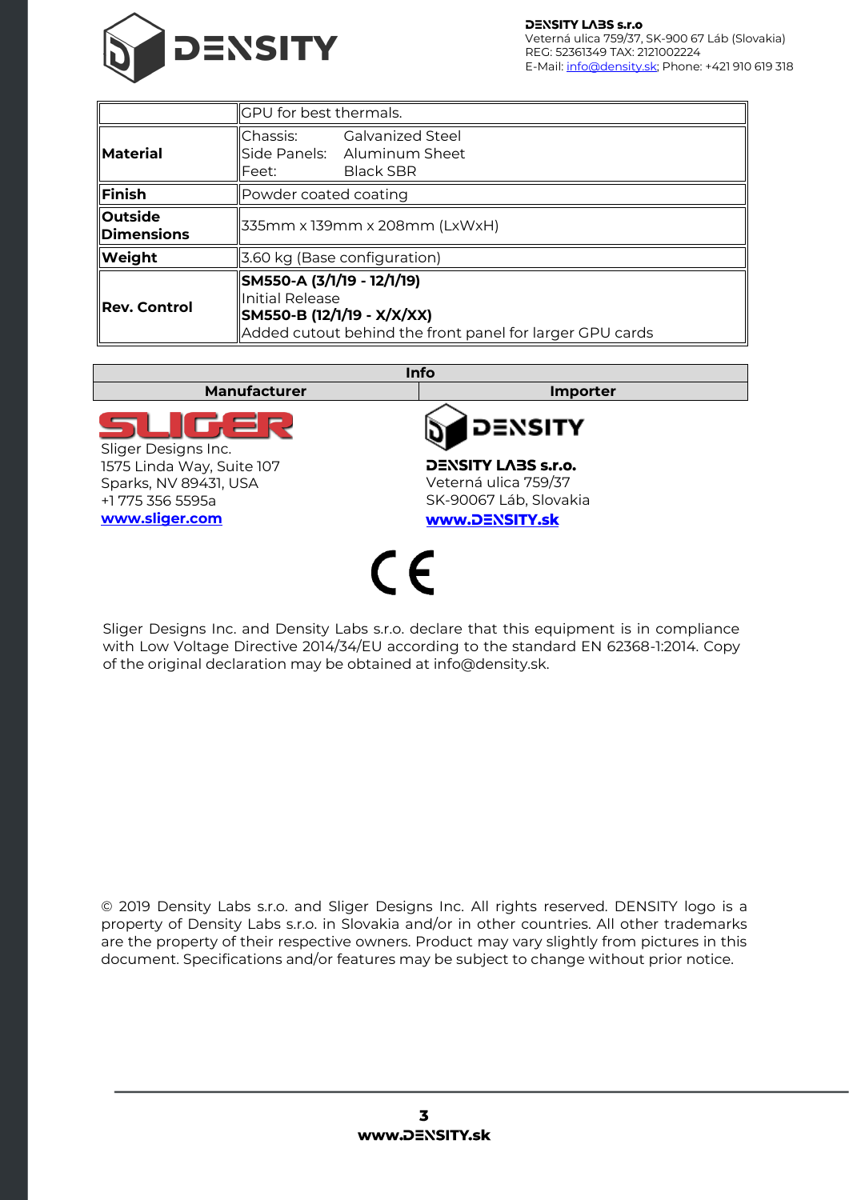| | |
|---|---|
| | GPU for best thermals. |
| **Material** | Chassis: Galvanized Steel<br>Side Panels: Aluminum Sheet<br>Feet: Black SBR |
| **Finish** | Powder coated coating |
| **Outside Dimensions** | 335mm x 139mm x 208mm (LxWxH) |
| **Weight** | 3.60 kg (Base configuration) |
| **Rev. Control** | **SM550-A (3/1/19 - 12/1/19)**<br>Initial Release<br>**SM550-B (12/1/19 - X/X/XX)**<br>Added cutout behind the front panel for larger GPU cards |

| **Info** | |
|---|---|
| **Manufacturer** | **Importer** |
| SLIGER<br>Sliger Designs Inc.<br>1575 Linda Way, Suite 107<br>Sparks, NV 89431, USA<br>+1 775 356 5595a<br>www.sliger.com | DENSITY<br>**DENSITY LABS s.r.o.**<br>Veterná ulica 759/37<br>SK-90067 Láb, Slovakia<br>www.DENSITY.sk |

CE

Sliger Designs Inc. and Density Labs s.r.o. declare that this equipment is in compliance with Low Voltage Directive 2014/34/EU according to the standard EN 62368-1:2014. Copy of the original declaration may be obtained at info@density.sk.

© 2019 Density Labs s.r.o. and Sliger Designs Inc. All rights reserved. DENSITY logo is a property of Density Labs s.r.o. in Slovakia and/or in other countries. All other trademarks are the property of their respective owners. Product may vary slightly from pictures in this document. Specifications and/or features may be subject to change without prior notice.